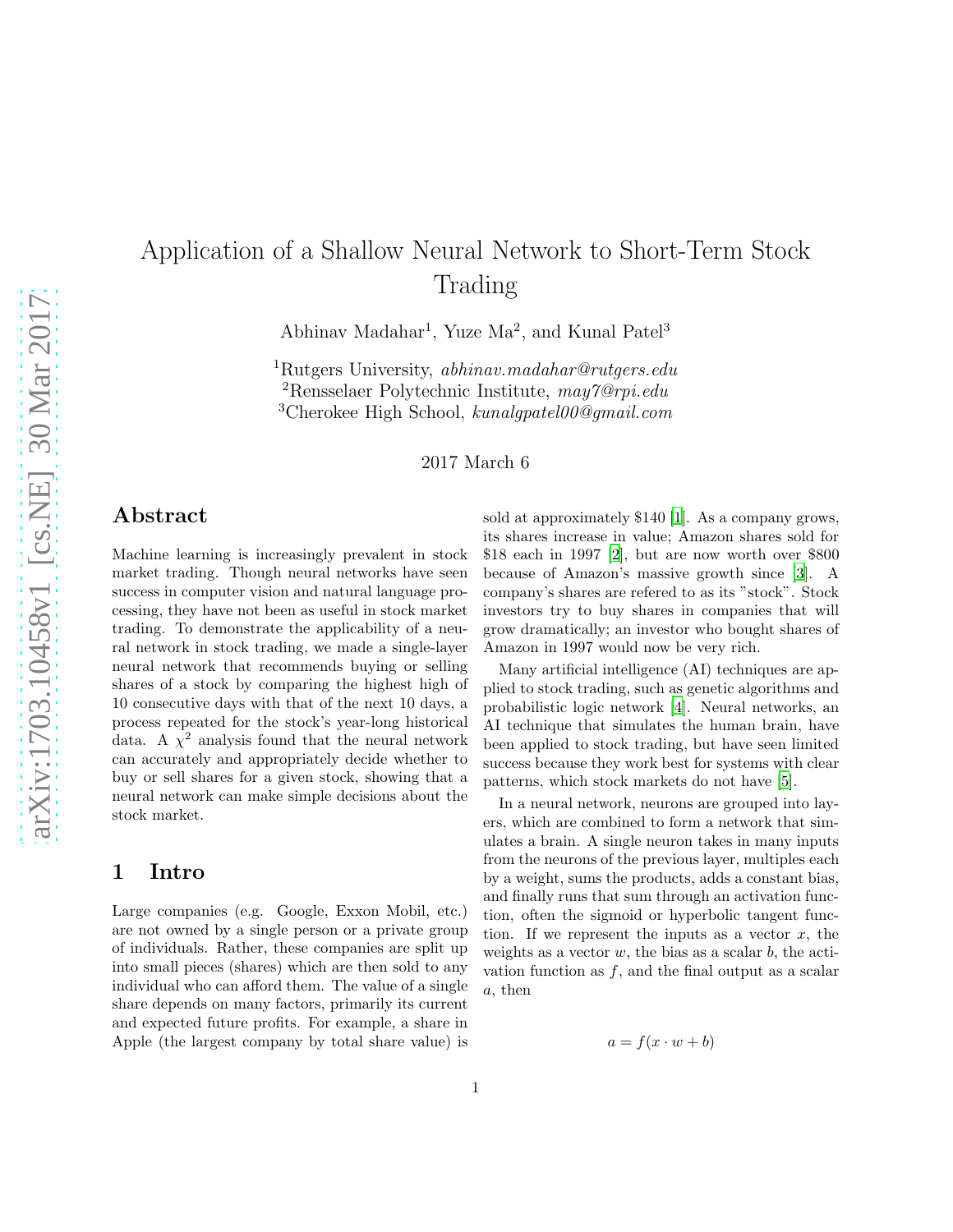# Application of a Shallow Neural Network to Short-Term Stock Trading

Abhinav Madahar[1], Yuze Ma[2], and Kunal Patel[3]

[1]Rutgers University, *abhinav.madahar@rutgers.edu*
[2]Rensselaer Polytechnic Institute, *may7@rpi.edu*
[3]Cherokee High School, *kunalgpatel00@gmail.com*

2017 March 6

## Abstract

Machine learning is increasingly prevalent in stock market trading. Though neural networks have seen success in computer vision and natural language processing, they have not been as useful in stock market trading. To demonstrate the applicability of a neural network in stock trading, we made a single-layer neural network that recommends buying or selling shares of a stock by comparing the highest high of 10 consecutive days with that of the next 10 days, a process repeated for the stock's year-long historical data. A $\chi^2$ analysis found that the neural network can accurately and appropriately decide whether to buy or sell shares for a given stock, showing that a neural network can make simple decisions about the stock market.

## 1 Intro

Large companies (e.g. Google, Exxon Mobil, etc.) are not owned by a single person or a private group of individuals. Rather, these companies are split up into small pieces (shares) which are then sold to any individual who can afford them. The value of a single share depends on many factors, primarily its current and expected future profits. For example, a share in Apple (the largest company by total share value) is sold at approximately \$140 [1]. As a company grows, its shares increase in value; Amazon shares sold for \$18 each in 1997 [2], but are now worth over \$800 because of Amazon's massive growth since [3]. A company's shares are refered to as its "stock". Stock investors try to buy shares in companies that will grow dramatically; an investor who bought shares of Amazon in 1997 would now be very rich.

Many artificial intelligence (AI) techniques are applied to stock trading, such as genetic algorithms and probabilistic logic network [4]. Neural networks, an AI technique that simulates the human brain, have been applied to stock trading, but have seen limited success because they work best for systems with clear patterns, which stock markets do not have [5].

In a neural network, neurons are grouped into layers, which are combined to form a network that simulates a brain. A single neuron takes in many inputs from the neurons of the previous layer, multiples each by a weight, sums the products, adds a constant bias, and finally runs that sum through an activation function, often the sigmoid or hyperbolic tangent function. If we represent the inputs as a vector $x$, the weights as a vector $w$, the bias as a scalar $b$, the activation function as $f$, and the final output as a scalar $a$, then

$$a = f(x \cdot w + b)$$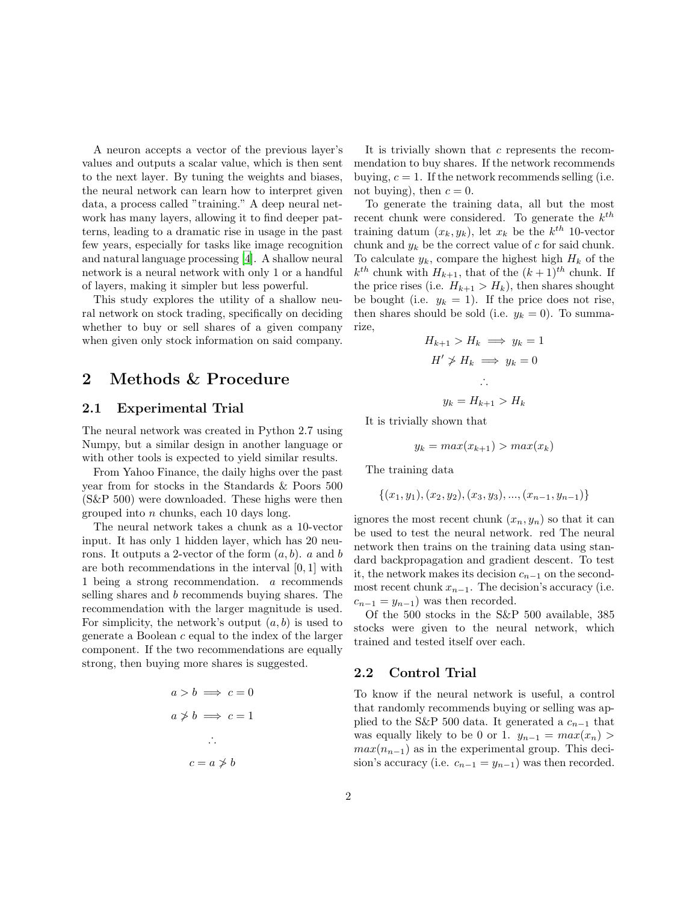A neuron accepts a vector of the previous layer's values and outputs a scalar value, which is then sent to the next layer. By tuning the weights and biases, the neural network can learn how to interpret given data, a process called "training." A deep neural network has many layers, allowing it to find deeper patterns, leading to a dramatic rise in usage in the past few years, especially for tasks like image recognition and natural language processing [4]. A shallow neural network is a neural network with only 1 or a handful of layers, making it simpler but less powerful.

This study explores the utility of a shallow neural network on stock trading, specifically on deciding whether to buy or sell shares of a given company when given only stock information on said company.

# 2 Methods & Procedure

## 2.1 Experimental Trial

The neural network was created in Python 2.7 using Numpy, but a similar design in another language or with other tools is expected to yield similar results.

From Yahoo Finance, the daily highs over the past year from for stocks in the Standards & Poors 500 (S&P 500) were downloaded. These highs were then grouped into $n$ chunks, each 10 days long.

The neural network takes a chunk as a 10-vector input. It has only 1 hidden layer, which has 20 neurons. It outputs a 2-vector of the form $(a, b)$. $a$ and $b$ are both recommendations in the interval $[0, 1]$ with 1 being a strong recommendation. $a$ recommends selling shares and $b$ recommends buying shares. The recommendation with the larger magnitude is used. For simplicity, the network's output $(a, b)$ is used to generate a Boolean $c$ equal to the index of the larger component. If the two recommendations are equally strong, then buying more shares is suggested.

$$a > b \implies c = 0$$

$$a \not> b \implies c = 1$$

$$\therefore$$

$$c = a \not> b$$

It is trivially shown that $c$ represents the recommendation to buy shares. If the network recommends buying, $c = 1$. If the network recommends selling (i.e. not buying), then $c = 0$.

To generate the training data, all but the most recent chunk were considered. To generate the $k^{th}$ training datum $(x_k, y_k)$, let $x_k$ be the $k^{th}$ 10-vector chunk and $y_k$ be the correct value of $c$ for said chunk. To calculate $y_k$, compare the highest high $H_k$ of the $k^{th}$ chunk with $H_{k+1}$, that of the $(k+1)^{th}$ chunk. If the price rises (i.e. $H_{k+1} > H_k$), then shares shought be bought (i.e. $y_k = 1$). If the price does not rise, then shares should be sold (i.e. $y_k = 0$). To summarize,

$$H_{k+1} > H_k \implies y_k = 1$$

$$H' \not> H_k \implies y_k = 0$$

$$\therefore$$

$$y_k = H_{k+1} > H_k$$

It is trivially shown that

$$y_k = max(x_{k+1}) > max(x_k)$$

The training data

$$\{(x_1, y_1), (x_2, y_2), (x_3, y_3), ..., (x_{n-1}, y_{n-1})\}$$

ignores the most recent chunk $(x_n, y_n)$ so that it can be used to test the neural network. red The neural network then trains on the training data using standard backpropagation and gradient descent. To test it, the network makes its decision $c_{n-1}$ on the second-most recent chunk $x_{n-1}$. The decision's accuracy (i.e. $c_{n-1} = y_{n-1}$) was then recorded.

Of the 500 stocks in the S&P 500 available, 385 stocks were given to the neural network, which trained and tested itself over each.

## 2.2 Control Trial

To know if the neural network is useful, a control that randomly recommends buying or selling was applied to the S&P 500 data. It generated a $c_{n-1}$ that was equally likely to be 0 or 1. $y_{n-1} = max(x_n) > max(n_{n-1})$ as in the experimental group. This decision's accuracy (i.e. $c_{n-1} = y_{n-1}$) was then recorded.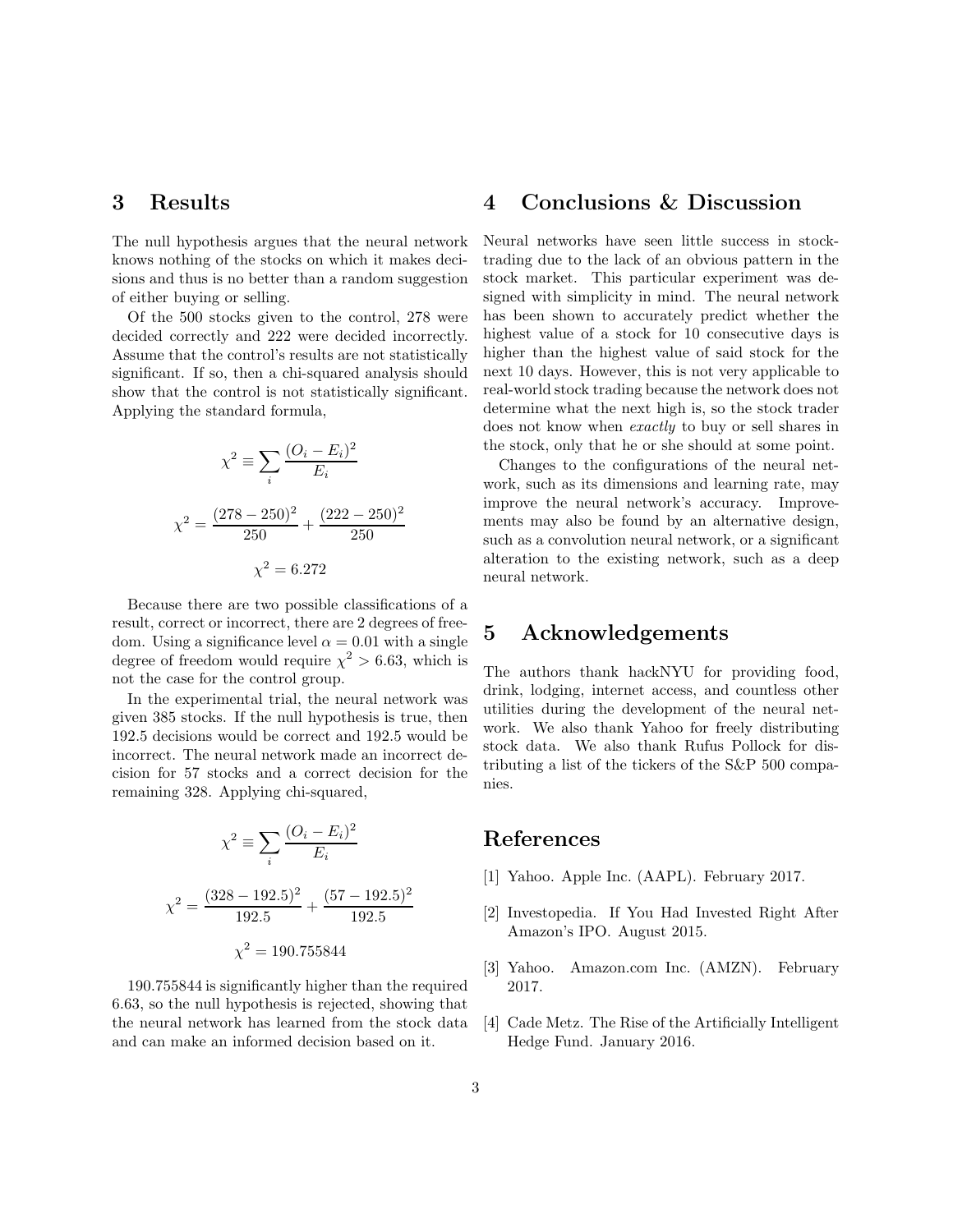## 3 Results

The null hypothesis argues that the neural network knows nothing of the stocks on which it makes decisions and thus is no better than a random suggestion of either buying or selling.

Of the 500 stocks given to the control, 278 were decided correctly and 222 were decided incorrectly. Assume that the control's results are not statistically significant. If so, then a chi-squared analysis should show that the control is not statistically significant. Applying the standard formula,

$$\chi^2 \equiv \sum_i \frac{(O_i - E_i)^2}{E_i}$$

$$\chi^2 = \frac{(278 - 250)^2}{250} + \frac{(222 - 250)^2}{250}$$

$$\chi^2 = 6.272$$

Because there are two possible classifications of a result, correct or incorrect, there are 2 degrees of freedom. Using a significance level $\alpha = 0.01$ with a single degree of freedom would require $\chi^2 > 6.63$, which is not the case for the control group.

In the experimental trial, the neural network was given 385 stocks. If the null hypothesis is true, then 192.5 decisions would be correct and 192.5 would be incorrect. The neural network made an incorrect decision for 57 stocks and a correct decision for the remaining 328. Applying chi-squared,

$$\chi^2 \equiv \sum_i \frac{(O_i - E_i)^2}{E_i}$$

$$\chi^2 = \frac{(328 - 192.5)^2}{192.5} + \frac{(57 - 192.5)^2}{192.5}$$

$$\chi^2 = 190.755844$$

190.755844 is significantly higher than the required 6.63, so the null hypothesis is rejected, showing that the neural network has learned from the stock data and can make an informed decision based on it.

## 4 Conclusions & Discussion

Neural networks have seen little success in stock-trading due to the lack of an obvious pattern in the stock market. This particular experiment was designed with simplicity in mind. The neural network has been shown to accurately predict whether the highest value of a stock for 10 consecutive days is higher than the highest value of said stock for the next 10 days. However, this is not very applicable to real-world stock trading because the network does not determine what the next high is, so the stock trader does not know when *exactly* to buy or sell shares in the stock, only that he or she should at some point.

Changes to the configurations of the neural network, such as its dimensions and learning rate, may improve the neural network's accuracy. Improvements may also be found by an alternative design, such as a convolution neural network, or a significant alteration to the existing network, such as a deep neural network.

## 5 Acknowledgements

The authors thank hackNYU for providing food, drink, lodging, internet access, and countless other utilities during the development of the neural network. We also thank Yahoo for freely distributing stock data. We also thank Rufus Pollock for distributing a list of the tickers of the S&P 500 companies.

## References

[1] Yahoo. Apple Inc. (AAPL). February 2017.

[2] Investopedia. If You Had Invested Right After Amazon's IPO. August 2015.

[3] Yahoo. Amazon.com Inc. (AMZN). February 2017.

[4] Cade Metz. The Rise of the Artificially Intelligent Hedge Fund. January 2016.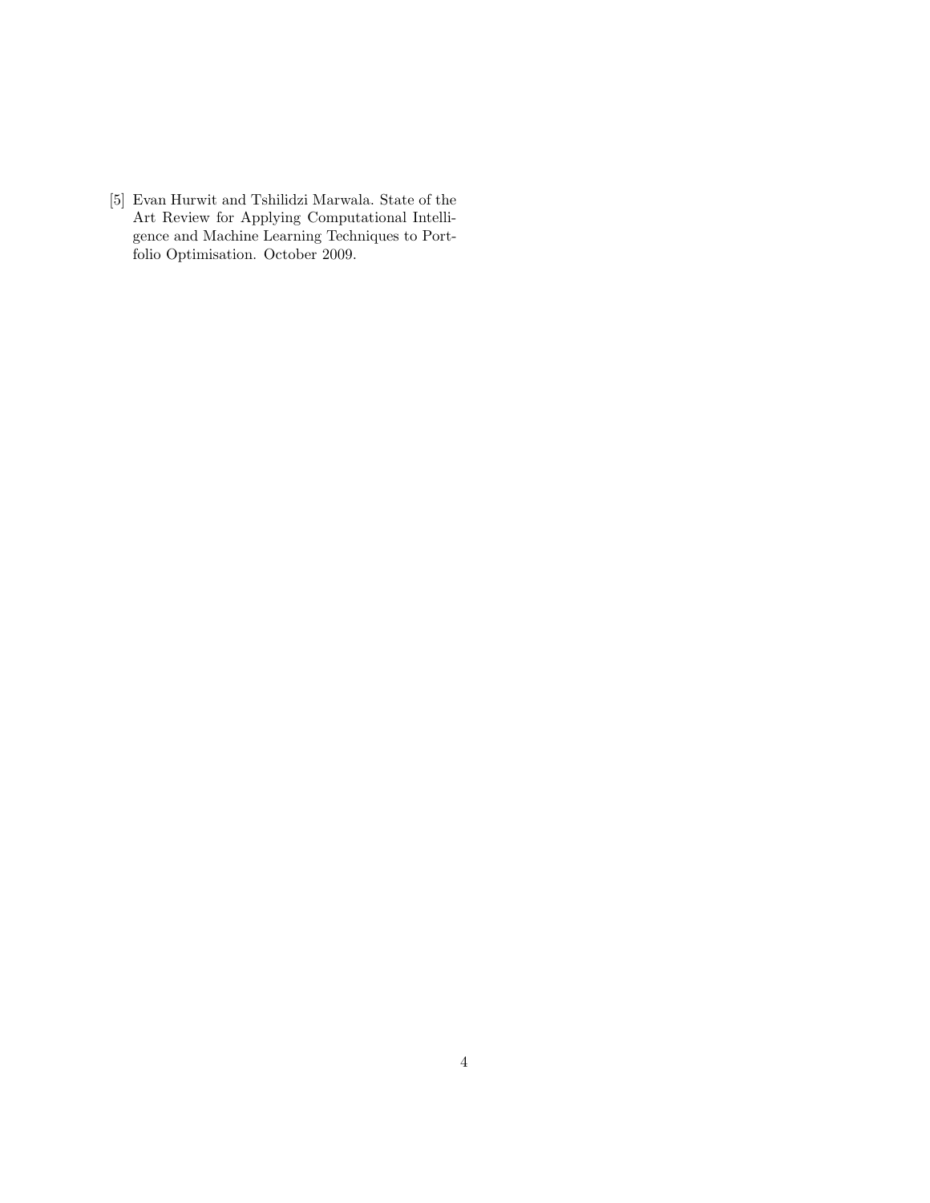[5] Evan Hurwit and Tshilidzi Marwala. State of the Art Review for Applying Computational Intelligence and Machine Learning Techniques to Portfolio Optimisation. October 2009.